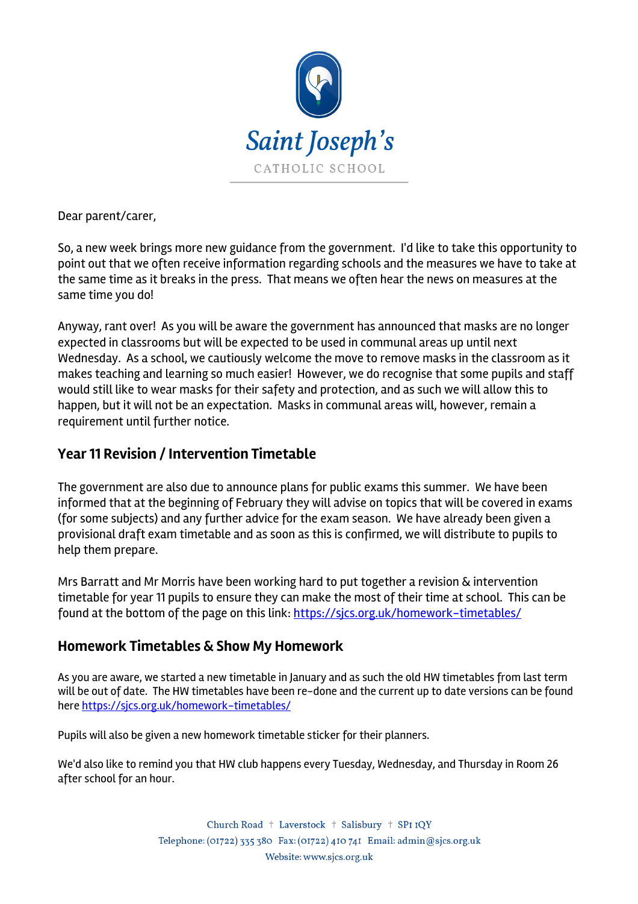# Saint Joseph's

CATHOLIC SCHOOL

Dear parent/carer,

So, a new week brings more new guidance from the government. I'd like to take this opportunity to point out that we often receive information regarding schools and the measures we have to take at the same time as it breaks in the press. That means we often hear the news on measures at the same time you do!

Anyway, rant over! As you will be aware the government has announced that masks are no longer expected in classrooms but will be expected to be used in communal areas up until next Wednesday. As a school, we cautiously welcome the move to remove masks in the classroom as it makes teaching and learning so much easier! However, we do recognise that some pupils and staff would still like to wear masks for their safety and protection, and as such we will allow this to happen, but it will not be an expectation. Masks in communal areas will, however, remain a requirement until further notice.

## Year 11 Revision / Intervention Timetable

The government are also due to announce plans for public exams this summer. We have been informed that at the beginning of February they will advise on topics that will be covered in exams (for some subjects) and any further advice for the exam season. We have already been given a provisional draft exam timetable and as soon as this is confirmed, we will distribute to pupils to help them prepare.

Mrs Barratt and Mr Morris have been working hard to put together a revision & intervention timetable for year 11 pupils to ensure they can make the most of their time at school. This can be found at the bottom of the page on this link: https://sjcs.org.uk/homework-timetables/

## Homework Timetables & Show My Homework

As you are aware, we started a new timetable in January and as such the old HW timetables from last term will be out of date. The HW timetables have been re-done and the current up to date versions can be found here https://sjcs.org.uk/homework-timetables/

Pupils will also be given a new homework timetable sticker for their planners.

We'd also like to remind you that HW club happens every Tuesday, Wednesday, and Thursday in Room 26 after school for an hour.

Church Road † Laverstock † Salisbury † SP1 1QY
Telephone: (01722) 335 380 Fax: (01722) 410 741 Email: admin@sjcs.org.uk
Website: www.sjcs.org.uk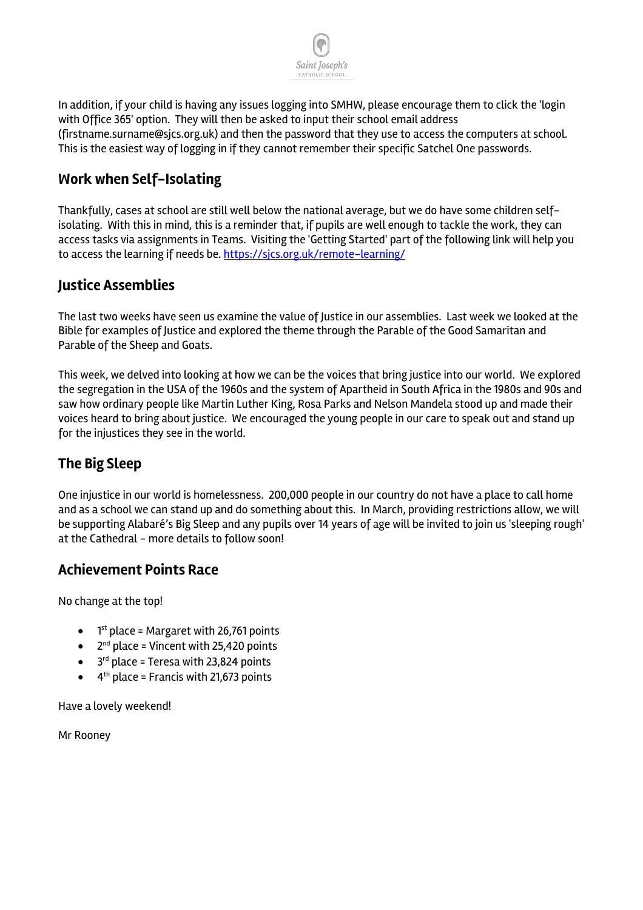In addition, if your child is having any issues logging into SMHW, please encourage them to click the 'login with Office 365' option. They will then be asked to input their school email address (firstname.surname@sjcs.org.uk) and then the password that they use to access the computers at school. This is the easiest way of logging in if they cannot remember their specific Satchel One passwords.

## Work when Self-Isolating

Thankfully, cases at school are still well below the national average, but we do have some children self-isolating. With this in mind, this is a reminder that, if pupils are well enough to tackle the work, they can access tasks via assignments in Teams. Visiting the 'Getting Started' part of the following link will help you to access the learning if needs be. https://sjcs.org.uk/remote-learning/

## Justice Assemblies

The last two weeks have seen us examine the value of Justice in our assemblies. Last week we looked at the Bible for examples of Justice and explored the theme through the Parable of the Good Samaritan and Parable of the Sheep and Goats.

This week, we delved into looking at how we can be the voices that bring justice into our world. We explored the segregation in the USA of the 1960s and the system of Apartheid in South Africa in the 1980s and 90s and saw how ordinary people like Martin Luther King, Rosa Parks and Nelson Mandela stood up and made their voices heard to bring about justice. We encouraged the young people in our care to speak out and stand up for the injustices they see in the world.

## The Big Sleep

One injustice in our world is homelessness. 200,000 people in our country do not have a place to call home and as a school we can stand up and do something about this. In March, providing restrictions allow, we will be supporting Alabaré's Big Sleep and any pupils over 14 years of age will be invited to join us 'sleeping rough' at the Cathedral – more details to follow soon!

## Achievement Points Race

No change at the top!

- 1st place = Margaret with 26,761 points
- 2nd place = Vincent with 25,420 points
- 3rd place = Teresa with 23,824 points
- 4th place = Francis with 21,673 points

Have a lovely weekend!

Mr Rooney